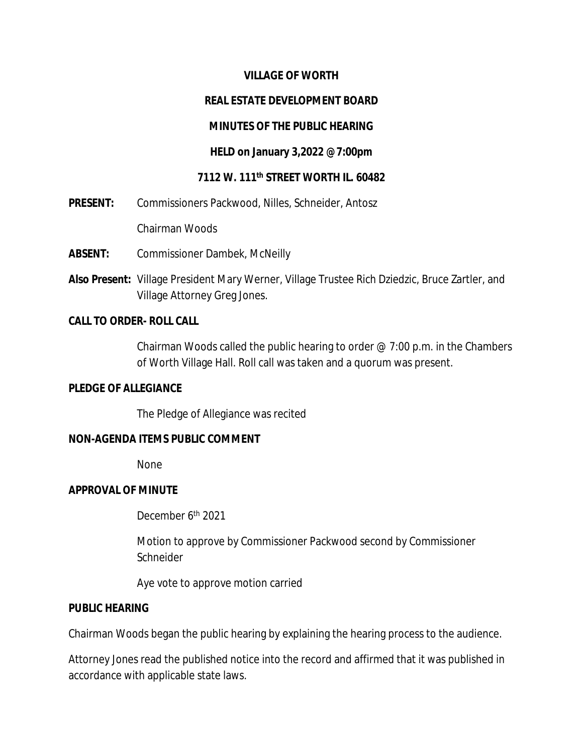**VILLAGE OF WORTH**

**REAL ESTATE DEVELOPMENT BOARD**

**MINUTES OF THE PUBLIC HEARING**

**HELD on January 3,2022 @ 7:00pm**

**7112 W. 111th STREET WORTH IL. 60482**

**PRESENT:** Commissioners Packwood, Nilles, Schneider, Antosz

Chairman Woods

**ABSENT:** Commissioner Dambek, McNeilly

**Also Present:** Village President Mary Werner, Village Trustee Rich Dziedzic, Bruce Zartler, and Village Attorney Greg Jones.

**CALL TO ORDER- ROLL CALL**

Chairman Woods called the public hearing to order @ 7:00 p.m. in the Chambers of Worth Village Hall. Roll call was taken and a quorum was present.

**PLEDGE OF ALLEGIANCE**

The Pledge of Allegiance was recited

**NON-AGENDA ITEMS PUBLIC COMMENT**

None

**APPROVAL OF MINUTE**

December 6th 2021

Motion to approve by Commissioner Packwood second by Commissioner Schneider

Aye vote to approve motion carried

**PUBLIC HEARING**

Chairman Woods began the public hearing by explaining the hearing process to the audience.

Attorney Jones read the published notice into the record and affirmed that it was published in accordance with applicable state laws.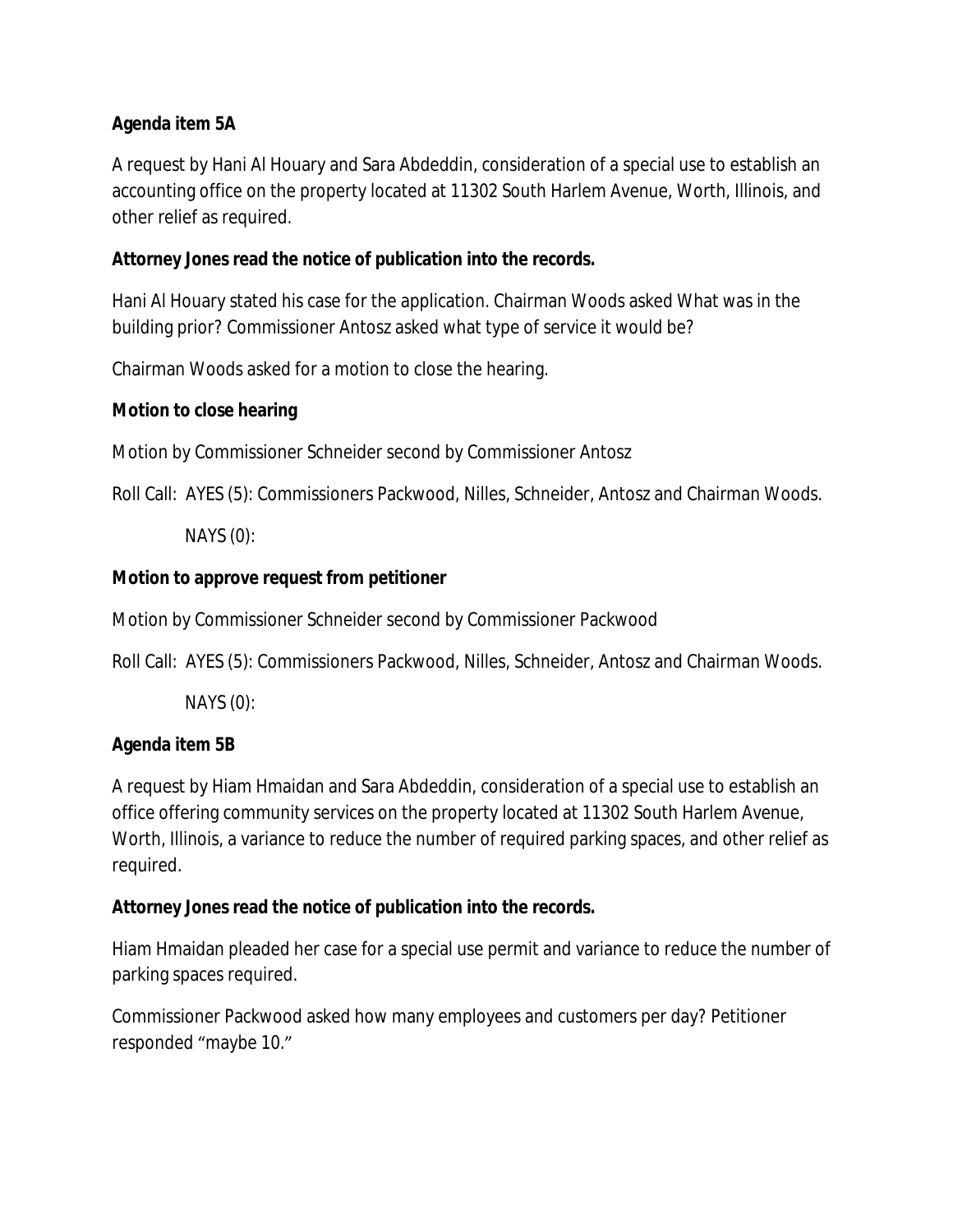**Agenda item 5A**

A request by Hani Al Houary and Sara Abdeddin, consideration of a special use to establish an accounting office on the property located at 11302 South Harlem Avenue, Worth, Illinois, and other relief as required.

**Attorney Jones read the notice of publication into the records.**

Hani Al Houary stated his case for the application. Chairman Woods asked What was in the building prior? Commissioner Antosz asked what type of service it would be?

Chairman Woods asked for a motion to close the hearing.

**Motion to close hearing**

Motion by Commissioner Schneider second by Commissioner Antosz

Roll Call: AYES (5): Commissioners Packwood, Nilles, Schneider, Antosz and Chairman Woods.

NAYS (0):

**Motion to approve request from petitioner**

Motion by Commissioner Schneider second by Commissioner Packwood

Roll Call: AYES (5): Commissioners Packwood, Nilles, Schneider, Antosz and Chairman Woods.

NAYS (0):

**Agenda item 5B**

A request by Hiam Hmaidan and Sara Abdeddin, consideration of a special use to establish an office offering community services on the property located at 11302 South Harlem Avenue, Worth, Illinois, a variance to reduce the number of required parking spaces, and other relief as required.

**Attorney Jones read the notice of publication into the records.**

Hiam Hmaidan pleaded her case for a special use permit and variance to reduce the number of parking spaces required.

Commissioner Packwood asked how many employees and customers per day? Petitioner responded "maybe 10."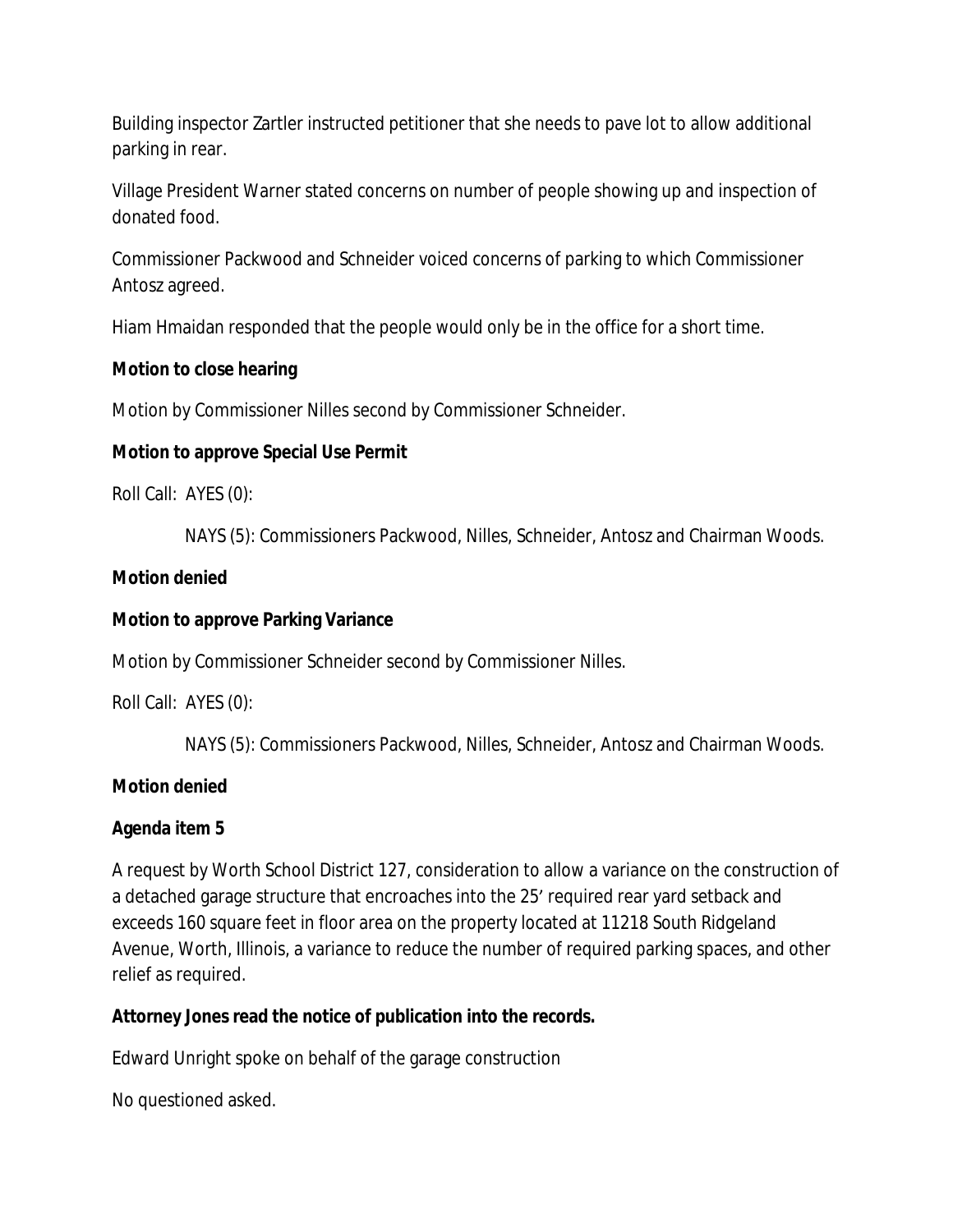Building inspector Zartler instructed petitioner that she needs to pave lot to allow additional parking in rear.

Village President Warner stated concerns on number of people showing up and inspection of donated food.

Commissioner Packwood and Schneider voiced concerns of parking to which Commissioner Antosz agreed.

Hiam Hmaidan responded that the people would only be in the office for a short time.

**Motion to close hearing**

Motion by Commissioner Nilles second by Commissioner Schneider.

**Motion to approve Special Use Permit**

Roll Call: AYES (0):

NAYS (5): Commissioners Packwood, Nilles, Schneider, Antosz and Chairman Woods.

**Motion denied**

**Motion to approve Parking Variance**

Motion by Commissioner Schneider second by Commissioner Nilles.

Roll Call: AYES (0):

NAYS (5): Commissioners Packwood, Nilles, Schneider, Antosz and Chairman Woods.

**Motion denied**

**Agenda item 5**

A request by Worth School District 127, consideration to allow a variance on the construction of a detached garage structure that encroaches into the 25' required rear yard setback and exceeds 160 square feet in floor area on the property located at 11218 South Ridgeland Avenue, Worth, Illinois, a variance to reduce the number of required parking spaces, and other relief as required.

**Attorney Jones read the notice of publication into the records.**

Edward Unright spoke on behalf of the garage construction

No questioned asked.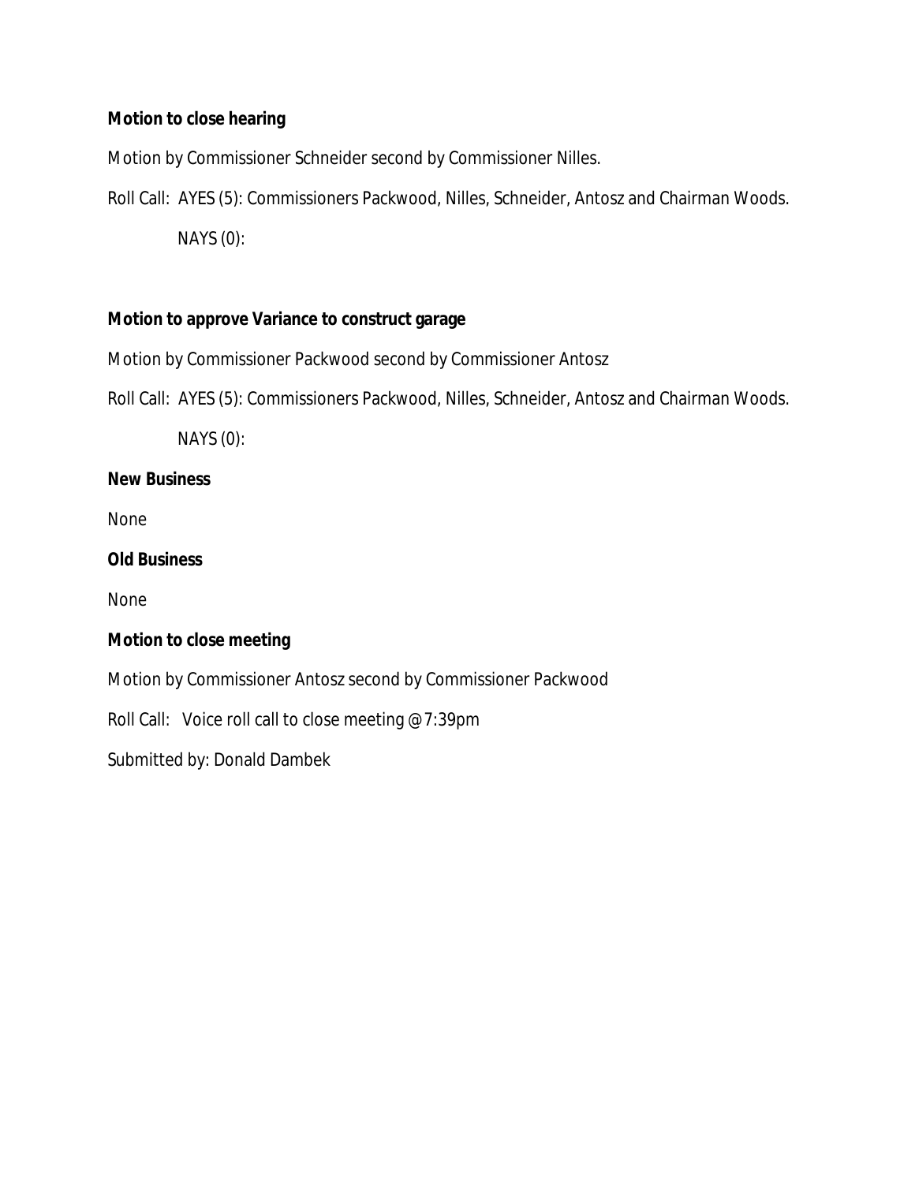**Motion to close hearing**

Motion by Commissioner Schneider second by Commissioner Nilles.

Roll Call: AYES (5): Commissioners Packwood, Nilles, Schneider, Antosz and Chairman Woods.

NAYS (0):

**Motion to approve Variance to construct garage**

Motion by Commissioner Packwood second by Commissioner Antosz

Roll Call: AYES (5): Commissioners Packwood, Nilles, Schneider, Antosz and Chairman Woods.

NAYS (0):

**New Business**

None

**Old Business**

None

**Motion to close meeting**

Motion by Commissioner Antosz second by Commissioner Packwood

Roll Call: Voice roll call to close meeting @7:39pm

Submitted by: Donald Dambek